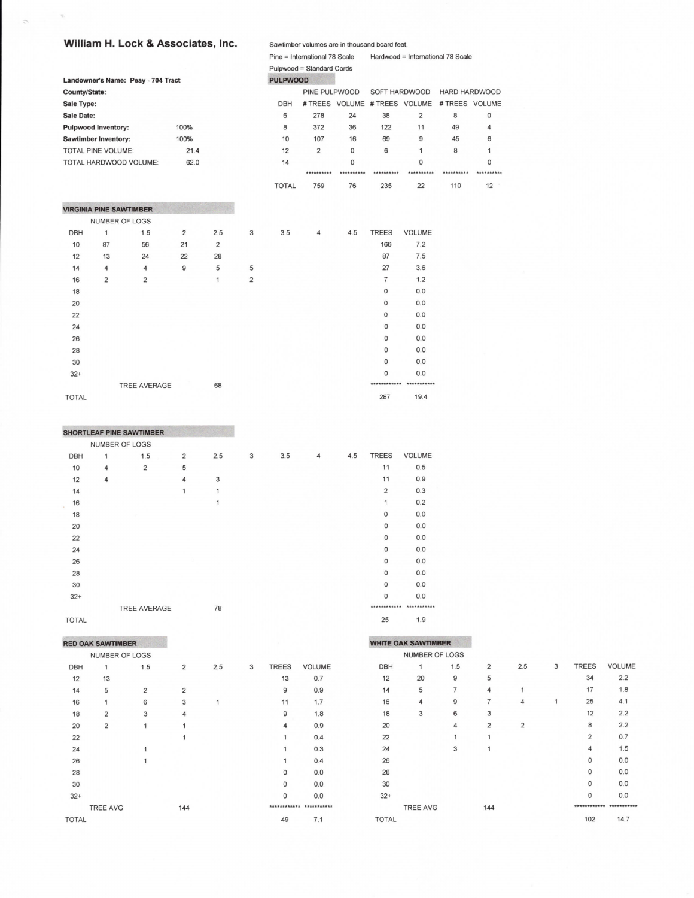## William H. Lock & Associates, Inc.

Sawtimber volumes are in thousand board feet.

Pine = International 78 Scale Hardwood = International 78 Scale

Pulpwood = Standard Cords

**Landowner's Name: Peay - 704 Tract**

**County/State:**

**Sale Type:**

**Sale Date:**

| | |
|---|---|
| **Pulpwood Inventory:** | 100% |
| **Sawtimber Inventory:** | 100% |
| TOTAL PINE VOLUME: | 21.4 |
| TOTAL HARDWOOD VOLUME: | 62.0 |

### PULPWOOD

| | PINE PULPWOOD | | SOFT HARDWOOD | | HARD HARDWOOD | |
|---|---|---|---|---|---|---|
| DBH | # TREES | VOLUME | # TREES | VOLUME | # TREES | VOLUME |
| 6 | 278 | 24 | 38 | 2 | 8 | 0 |
| 8 | 372 | 36 | 122 | 11 | 49 | 4 |
| 10 | 107 | 16 | 69 | 9 | 45 | 6 |
| 12 | 2 | 0 | 6 | 1 | 8 | 1 |
| 14 | | 0 | | 0 | | 0 |
| | ********** | ********** | ********** | ********** | ********** | ********** |
| TOTAL | 759 | 76 | 235 | 22 | 110 | 12 |

### VIRGINIA PINE SAWTIMBER

| | NUMBER OF LOGS | | | | | | | | | |
|---|---|---|---|---|---|---|---|---|---|---|
| DBH | 1 | 1.5 | 2 | 2.5 | 3 | 3.5 | 4 | 4.5 | TREES | VOLUME |
| 10 | 87 | 56 | 21 | 2 | | | | | 166 | 7.2 |
| 12 | 13 | 24 | 22 | 28 | | | | | 87 | 7.5 |
| 14 | 4 | 4 | 9 | 5 | 5 | | | | 27 | 3.6 |
| 16 | 2 | 2 | | 1 | 2 | | | | 7 | 1.2 |
| 18 | | | | | | | | | 0 | 0.0 |
| 20 | | | | | | | | | 0 | 0.0 |
| 22 | | | | | | | | | 0 | 0.0 |
| 24 | | | | | | | | | 0 | 0.0 |
| 26 | | | | | | | | | 0 | 0.0 |
| 28 | | | | | | | | | 0 | 0.0 |
| 30 | | | | | | | | | 0 | 0.0 |
| 32+ | | | | | | | | | 0 | 0.0 |
| | | TREE AVERAGE | | 68 | | | | | ************ | *********** |
| TOTAL | | | | | | | | | 287 | 19.4 |

### SHORTLEAF PINE SAWTIMBER

| | NUMBER OF LOGS | | | | | | | | | |
|---|---|---|---|---|---|---|---|---|---|---|
| DBH | 1 | 1.5 | 2 | 2.5 | 3 | 3.5 | 4 | 4.5 | TREES | VOLUME |
| 10 | 4 | 2 | 5 | | | | | | 11 | 0.5 |
| 12 | 4 | | 4 | 3 | | | | | 11 | 0.9 |
| 14 | | | 1 | 1 | | | | | 2 | 0.3 |
| 16 | | | | 1 | | | | | 1 | 0.2 |
| 18 | | | | | | | | | 0 | 0.0 |
| 20 | | | | | | | | | 0 | 0.0 |
| 22 | | | | | | | | | 0 | 0.0 |
| 24 | | | | | | | | | 0 | 0.0 |
| 26 | | | | | | | | | 0 | 0.0 |
| 28 | | | | | | | | | 0 | 0.0 |
| 30 | | | | | | | | | 0 | 0.0 |
| 32+ | | | | | | | | | 0 | 0.0 |
| | | TREE AVERAGE | | 78 | | | | | ************ | *********** |
| TOTAL | | | | | | | | | 25 | 1.9 |

### RED OAK SAWTIMBER

| | NUMBER OF LOGS | | | | | | |
|---|---|---|---|---|---|---|---|
| DBH | 1 | 1.5 | 2 | 2.5 | 3 | TREES | VOLUME |
| 12 | 13 | | | | | 13 | 0.7 |
| 14 | 5 | 2 | 2 | | | 9 | 0.9 |
| 16 | 1 | 6 | 3 | 1 | | 11 | 1.7 |
| 18 | 2 | 3 | 4 | | | 9 | 1.8 |
| 20 | 2 | 1 | 1 | | | 4 | 0.9 |
| 22 | | | 1 | | | 1 | 0.4 |
| 24 | | 1 | | | | 1 | 0.3 |
| 26 | | 1 | | | | 1 | 0.4 |
| 28 | | | | | | 0 | 0.0 |
| 30 | | | | | | 0 | 0.0 |
| 32+ | | | | | | 0 | 0.0 |
| | TREE AVG | | 144 | | | ************ | *********** |
| TOTAL | | | | | | 49 | 7.1 |

### WHITE OAK SAWTIMBER

| | NUMBER OF LOGS | | | | | | |
|---|---|---|---|---|---|---|---|
| DBH | 1 | 1.5 | 2 | 2.5 | 3 | TREES | VOLUME |
| 12 | 20 | 9 | 5 | | | 34 | 2.2 |
| 14 | 5 | 7 | 4 | 1 | | 17 | 1.8 |
| 16 | 4 | 9 | 7 | 4 | 1 | 25 | 4.1 |
| 18 | 3 | 6 | 3 | | | 12 | 2.2 |
| 20 | | 4 | 2 | 2 | | 8 | 2.2 |
| 22 | | 1 | 1 | | | 2 | 0.7 |
| 24 | | 3 | 1 | | | 4 | 1.5 |
| 26 | | | | | | 0 | 0.0 |
| 28 | | | | | | 0 | 0.0 |
| 30 | | | | | | 0 | 0.0 |
| 32+ | | | | | | 0 | 0.0 |
| | TREE AVG | | 144 | | | ************ | *********** |
| TOTAL | | | | | | 102 | 14.7 |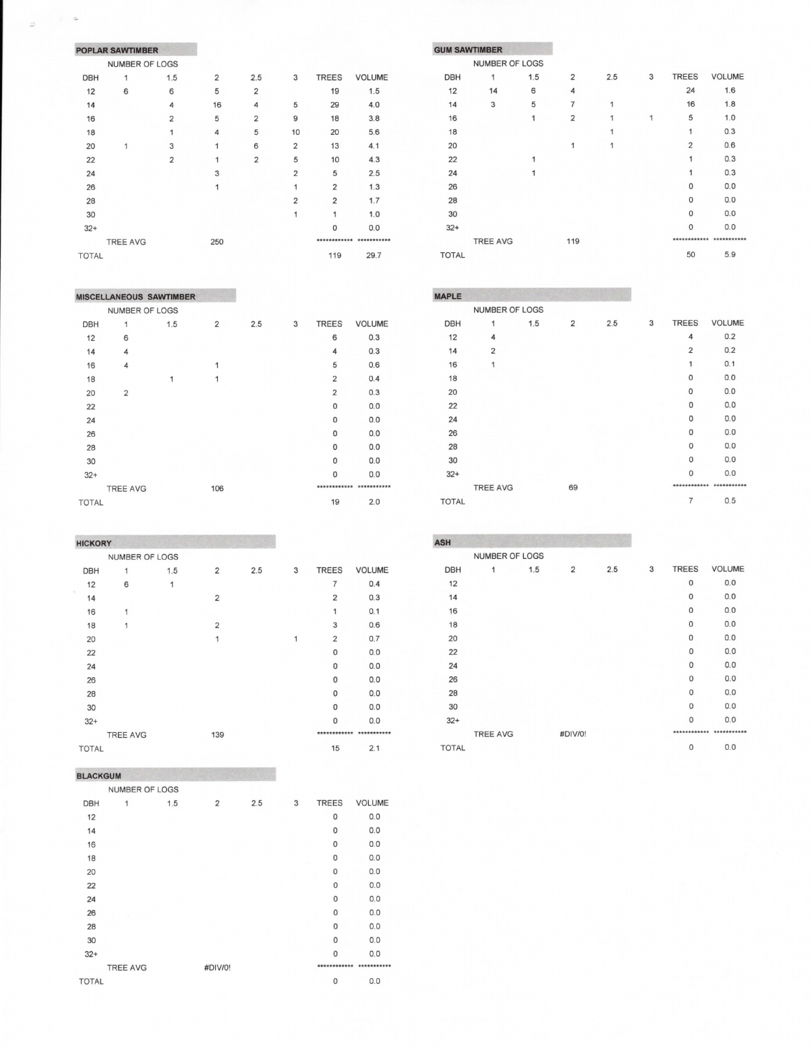**POPLAR SAWTIMBER**

| DBH | NUMBER OF LOGS 1 | 1.5 | 2 | 2.5 | 3 | TREES | VOLUME |
|---|---|---|---|---|---|---|---|
| 12 | 6 | 6 | 5 | 2 | | 19 | 1.5 |
| 14 | | 4 | 16 | 4 | 5 | 29 | 4.0 |
| 16 | | 2 | 5 | 2 | 9 | 18 | 3.8 |
| 18 | | 1 | 4 | 5 | 10 | 20 | 5.6 |
| 20 | 1 | 3 | 1 | 6 | 2 | 13 | 4.1 |
| 22 | | 2 | 1 | 2 | 5 | 10 | 4.3 |
| 24 | | | 3 | | 2 | 5 | 2.5 |
| 26 | | | 1 | | 1 | 2 | 1.3 |
| 28 | | | | | 2 | 2 | 1.7 |
| 30 | | | | | 1 | 1 | 1.0 |
| 32+ | | | | | | 0 | 0.0 |
| TREE AVG | | | 250 | | | ************ | *********** |
| TOTAL | | | | | | 119 | 29.7 |

**GUM SAWTIMBER**

| DBH | NUMBER OF LOGS 1 | 1.5 | 2 | 2.5 | 3 | TREES | VOLUME |
|---|---|---|---|---|---|---|---|
| 12 | 14 | 6 | 4 | | | 24 | 1.6 |
| 14 | 3 | 5 | 7 | 1 | | 16 | 1.8 |
| 16 | | 1 | 2 | 1 | 1 | 5 | 1.0 |
| 18 | | | | 1 | | 1 | 0.3 |
| 20 | | | 1 | 1 | | 2 | 0.6 |
| 22 | | 1 | | | | 1 | 0.3 |
| 24 | | 1 | | | | 1 | 0.3 |
| 26 | | | | | | 0 | 0.0 |
| 28 | | | | | | 0 | 0.0 |
| 30 | | | | | | 0 | 0.0 |
| 32+ | | | | | | 0 | 0.0 |
| TREE AVG | | | 119 | | | ************ | *********** |
| TOTAL | | | | | | 50 | 5.9 |

**MISCELLANEOUS SAWTIMBER**

| DBH | NUMBER OF LOGS 1 | 1.5 | 2 | 2.5 | 3 | TREES | VOLUME |
|---|---|---|---|---|---|---|---|
| 12 | 6 | | | | | 6 | 0.3 |
| 14 | 4 | | | | | 4 | 0.3 |
| 16 | 4 | | 1 | | | 5 | 0.6 |
| 18 | | 1 | 1 | | | 2 | 0.4 |
| 20 | 2 | | | | | 2 | 0.3 |
| 22 | | | | | | 0 | 0.0 |
| 24 | | | | | | 0 | 0.0 |
| 26 | | | | | | 0 | 0.0 |
| 28 | | | | | | 0 | 0.0 |
| 30 | | | | | | 0 | 0.0 |
| 32+ | | | | | | 0 | 0.0 |
| TREE AVG | | | 106 | | | ************ | *********** |
| TOTAL | | | | | | 19 | 2.0 |

**MAPLE**

| DBH | NUMBER OF LOGS 1 | 1.5 | 2 | 2.5 | 3 | TREES | VOLUME |
|---|---|---|---|---|---|---|---|
| 12 | 4 | | | | | 4 | 0.2 |
| 14 | 2 | | | | | 2 | 0.2 |
| 16 | 1 | | | | | 1 | 0.1 |
| 18 | | | | | | 0 | 0.0 |
| 20 | | | | | | 0 | 0.0 |
| 22 | | | | | | 0 | 0.0 |
| 24 | | | | | | 0 | 0.0 |
| 26 | | | | | | 0 | 0.0 |
| 28 | | | | | | 0 | 0.0 |
| 30 | | | | | | 0 | 0.0 |
| 32+ | | | | | | 0 | 0.0 |
| TREE AVG | | | 69 | | | ************ | *********** |
| TOTAL | | | | | | 7 | 0.5 |

**HICKORY**

| DBH | NUMBER OF LOGS 1 | 1.5 | 2 | 2.5 | 3 | TREES | VOLUME |
|---|---|---|---|---|---|---|---|
| 12 | 6 | 1 | | | | 7 | 0.4 |
| 14 | | | 2 | | | 2 | 0.3 |
| 16 | 1 | | | | | 1 | 0.1 |
| 18 | 1 | | 2 | | | 3 | 0.6 |
| 20 | | | 1 | | 1 | 2 | 0.7 |
| 22 | | | | | | 0 | 0.0 |
| 24 | | | | | | 0 | 0.0 |
| 26 | | | | | | 0 | 0.0 |
| 28 | | | | | | 0 | 0.0 |
| 30 | | | | | | 0 | 0.0 |
| 32+ | | | | | | 0 | 0.0 |
| TREE AVG | | | 139 | | | ************ | *********** |
| TOTAL | | | | | | 15 | 2.1 |

**ASH**

| DBH | NUMBER OF LOGS 1 | 1.5 | 2 | 2.5 | 3 | TREES | VOLUME |
|---|---|---|---|---|---|---|---|
| 12 | | | | | | 0 | 0.0 |
| 14 | | | | | | 0 | 0.0 |
| 16 | | | | | | 0 | 0.0 |
| 18 | | | | | | 0 | 0.0 |
| 20 | | | | | | 0 | 0.0 |
| 22 | | | | | | 0 | 0.0 |
| 24 | | | | | | 0 | 0.0 |
| 26 | | | | | | 0 | 0.0 |
| 28 | | | | | | 0 | 0.0 |
| 30 | | | | | | 0 | 0.0 |
| 32+ | | | | | | 0 | 0.0 |
| TREE AVG | | | #DIV/0! | | | ************ | *********** |
| TOTAL | | | | | | 0 | 0.0 |

**BLACKGUM**

| DBH | NUMBER OF LOGS 1 | 1.5 | 2 | 2.5 | 3 | TREES | VOLUME |
|---|---|---|---|---|---|---|---|
| 12 | | | | | | 0 | 0.0 |
| 14 | | | | | | 0 | 0.0 |
| 16 | | | | | | 0 | 0.0 |
| 18 | | | | | | 0 | 0.0 |
| 20 | | | | | | 0 | 0.0 |
| 22 | | | | | | 0 | 0.0 |
| 24 | | | | | | 0 | 0.0 |
| 26 | | | | | | 0 | 0.0 |
| 28 | | | | | | 0 | 0.0 |
| 30 | | | | | | 0 | 0.0 |
| 32+ | | | | | | 0 | 0.0 |
| TREE AVG | | | #DIV/0! | | | ************ | *********** |
| TOTAL | | | | | | 0 | 0.0 |